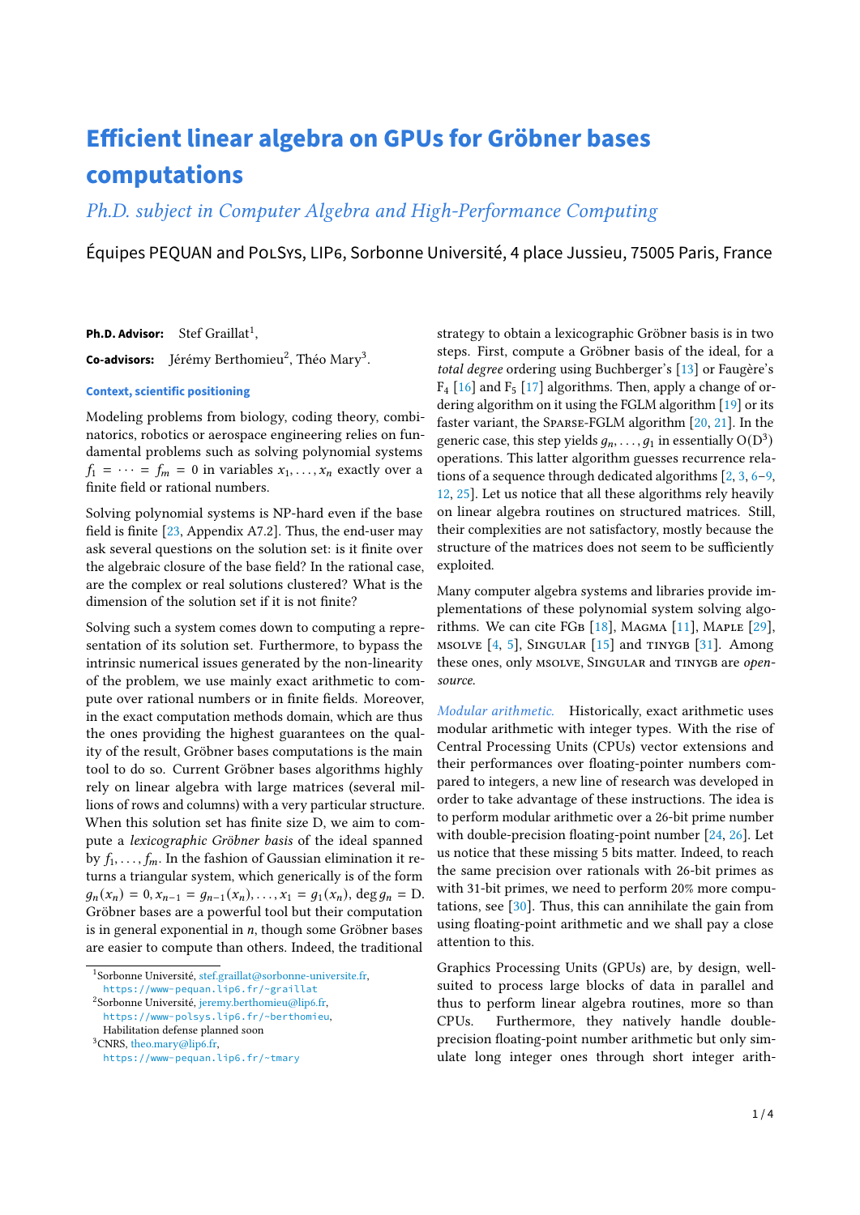# Efficient linear algebra on GPUs for Gröbner bases computations

*Ph.D. subject in Computer Algebra and High-Performance Computing*

Équipes PEQUAN and PolSys, LIP6, Sorbonne Université, 4 place Jussieu, 75005 Paris, France

**Ph.D. Advisor:** Stef Graillat[1],

**Co-advisors:** Jérémy Berthomieu[2], Théo Mary[3].

### Context, scientific positioning

Modeling problems from biology, coding theory, combinatorics, robotics or aerospace engineering relies on fundamental problems such as solving polynomial systems $f_1 = \cdots = f_m = 0$ in variables $x_1, \ldots, x_n$ exactly over a finite field or rational numbers.

Solving polynomial systems is NP-hard even if the base field is finite [23, Appendix A7.2]. Thus, the end-user may ask several questions on the solution set: is it finite over the algebraic closure of the base field? In the rational case, are the complex or real solutions clustered? What is the dimension of the solution set if it is not finite?

Solving such a system comes down to computing a representation of its solution set. Furthermore, to bypass the intrinsic numerical issues generated by the non-linearity of the problem, we use mainly exact arithmetic to compute over rational numbers or in finite fields. Moreover, in the exact computation methods domain, which are thus the ones providing the highest guarantees on the quality of the result, Gröbner bases computations is the main tool to do so. Current Gröbner bases algorithms highly rely on linear algebra with large matrices (several millions of rows and columns) with a very particular structure. When this solution set has finite size D, we aim to compute a *lexicographic Gröbner basis* of the ideal spanned by $f_1, \ldots, f_m$. In the fashion of Gaussian elimination it returns a triangular system, which generically is of the form $g_n(x_n) = 0, x_{n-1} = g_{n-1}(x_n), \ldots, x_1 = g_1(x_n), \deg g_n = \mathrm{D}$. Gröbner bases are a powerful tool but their computation is in general exponential in $n$, though some Gröbner bases are easier to compute than others. Indeed, the traditional strategy to obtain a lexicographic Gröbner basis is in two steps. First, compute a Gröbner basis of the ideal, for a *total degree* ordering using Buchberger's [13] or Faugère's $\mathrm{F}_4$ [16] and $\mathrm{F}_5$ [17] algorithms. Then, apply a change of ordering algorithm on it using the FGLM algorithm [19] or its faster variant, the Sparse-FGLM algorithm [20, 21]. In the generic case, this step yields $g_n, \ldots, g_1$ in essentially $\mathrm{O}(\mathrm{D}^3)$ operations. This latter algorithm guesses recurrence relations of a sequence through dedicated algorithms [2, 3, 6–9, 12, 25]. Let us notice that all these algorithms rely heavily on linear algebra routines on structured matrices. Still, their complexities are not satisfactory, mostly because the structure of the matrices does not seem to be sufficiently exploited.

Many computer algebra systems and libraries provide implementations of these polynomial system solving algorithms. We can cite FGb [18], Magma [11], Maple [29], msolve [4, 5], Singular [15] and tinygb [31]. Among these ones, only msolve, Singular and tinygb are *open-source*.

*Modular arithmetic.* Historically, exact arithmetic uses modular arithmetic with integer types. With the rise of Central Processing Units (CPUs) vector extensions and their performances over floating-pointer numbers compared to integers, a new line of research was developed in order to take advantage of these instructions. The idea is to perform modular arithmetic over a 26-bit prime number with double-precision floating-point number [24, 26]. Let us notice that these missing 5 bits matter. Indeed, to reach the same precision over rationals with 26-bit primes as with 31-bit primes, we need to perform 20% more computations, see [30]. Thus, this can annihilate the gain from using floating-point arithmetic and we shall pay a close attention to this.

Graphics Processing Units (GPUs) are, by design, well-suited to process large blocks of data in parallel and thus to perform linear algebra routines, more so than CPUs. Furthermore, they natively handle double-precision floating-point number arithmetic but only simulate long integer ones through short integer arith-

---

[1] Sorbonne Université, stef.graillat@sorbonne-universite.fr, https://www-pequan.lip6.fr/~graillat

[2] Sorbonne Université, jeremy.berthomieu@lip6.fr, https://www-polsys.lip6.fr/~berthomieu, Habilitation defense planned soon

[3] CNRS, theo.mary@lip6.fr, https://www-pequan.lip6.fr/~tmary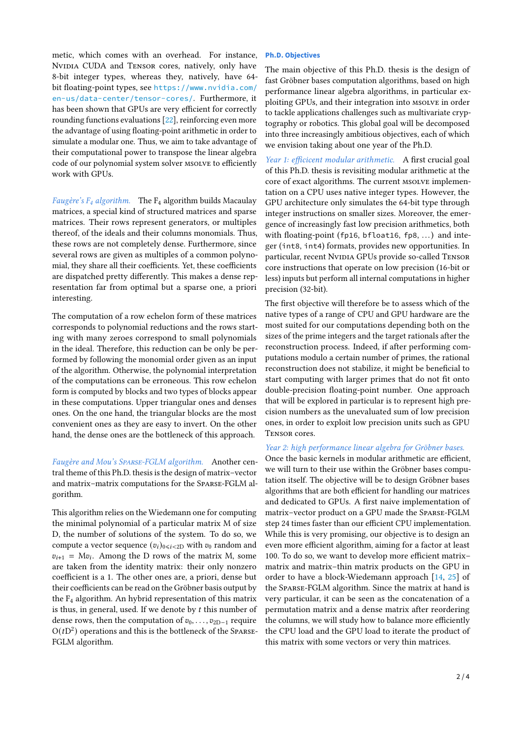metic, which comes with an overhead. For instance, NVIDIA CUDA and TENSOR cores, natively, only have 8-bit integer types, whereas they, natively, have 64-bit floating-point types, see https://www.nvidia.com/en-us/data-center/tensor-cores/. Furthermore, it has been shown that GPUs are very efficient for correctly rounding functions evaluations [22], reinforcing even more the advantage of using floating-point arithmetic in order to simulate a modular one. Thus, we aim to take advantage of their computational power to transpose the linear algebra code of our polynomial system solver MSOLVE to efficiently work with GPUs.

*Faugère's $F_4$ algorithm.* The $F_4$ algorithm builds Macaulay matrices, a special kind of structured matrices and sparse matrices. Their rows represent generators, or multiples thereof, of the ideals and their columns monomials. Thus, these rows are not completely dense. Furthermore, since several rows are given as multiples of a common polynomial, they share all their coefficients. Yet, these coefficients are dispatched pretty differently. This makes a dense representation far from optimal but a sparse one, a priori interesting.

The computation of a row echelon form of these matrices corresponds to polynomial reductions and the rows starting with many zeroes correspond to small polynomials in the ideal. Therefore, this reduction can be only be performed by following the monomial order given as an input of the algorithm. Otherwise, the polynomial interpretation of the computations can be erroneous. This row echelon form is computed by blocks and two types of blocks appear in these computations. Upper triangular ones and denses ones. On the one hand, the triangular blocks are the most convenient ones as they are easy to invert. On the other hand, the dense ones are the bottleneck of this approach.

*Faugère and Mou's SPARSE-FGLM algorithm.* Another central theme of this Ph.D. thesis is the design of matrix–vector and matrix–matrix computations for the SPARSE-FGLM algorithm.

This algorithm relies on the Wiedemann one for computing the minimal polynomial of a particular matrix M of size D, the number of solutions of the system. To do so, we compute a vector sequence $(v_i)_{0 \leqslant i < 2D}$ with $v_0$ random and $v_{i+1} = M v_i$. Among the D rows of the matrix M, some are taken from the identity matrix: their only nonzero coefficient is a 1. The other ones are, a priori, dense but their coefficients can be read on the Gröbner basis output by the $F_4$ algorithm. An hybrid representation of this matrix is thus, in general, used. If we denote by $t$ this number of dense rows, then the computation of $v_0, \ldots, v_{2D-1}$ require $O(tD^2)$ operations and this is the bottleneck of the SPARSE-FGLM algorithm.

## Ph.D. Objectives

The main objective of this Ph.D. thesis is the design of fast Gröbner bases computation algorithms, based on high performance linear algebra algorithms, in particular exploiting GPUs, and their integration into MSOLVE in order to tackle applications challenges such as multivariate cryptography or robotics. This global goal will be decomposed into three increasingly ambitious objectives, each of which we envision taking about one year of the Ph.D.

*Year 1: efficicent modular arithmetic.* A first crucial goal of this Ph.D. thesis is revisiting modular arithmetic at the core of exact algorithms. The current MSOLVE implementation on a CPU uses native integer types. However, the GPU architecture only simulates the 64-bit type through integer instructions on smaller sizes. Moreover, the emergence of increasingly fast low precision arithmetics, both with floating-point (`fp16`, `bfloat16`, `fp8`, ...) and integer (`int8`, `int4`) formats, provides new opportunities. In particular, recent NVIDIA GPUs provide so-called TENSOR core instructions that operate on low precision (16-bit or less) inputs but perform all internal computations in higher precision (32-bit).

The first objective will therefore be to assess which of the native types of a range of CPU and GPU hardware are the most suited for our computations depending both on the sizes of the prime integers and the target rationals after the reconstruction process. Indeed, if after performing computations modulo a certain number of primes, the rational reconstruction does not stabilize, it might be beneficial to start computing with larger primes that do not fit onto double-precision floating-point number. One approach that will be explored in particular is to represent high precision numbers as the unevaluated sum of low precision ones, in order to exploit low precision units such as GPU TENSOR cores.

*Year 2: high performance linear algebra for Gröbner bases.* Once the basic kernels in modular arithmetic are efficient, we will turn to their use within the Gröbner bases computation itself. The objective will be to design Gröbner bases algorithms that are both efficient for handling our matrices and dedicated to GPUs. A first naive implementation of matrix–vector product on a GPU made the SPARSE-FGLM step 24 times faster than our efficient CPU implementation. While this is very promising, our objective is to design an even more efficient algorithm, aiming for a factor at least 100. To do so, we want to develop more efficient matrix–matrix and matrix–thin matrix products on the GPU in order to have a block-Wiedemann approach [14, 25] of the SPARSE-FGLM algorithm. Since the matrix at hand is very particular, it can be seen as the concatenation of a permutation matrix and a dense matrix after reordering the columns, we will study how to balance more efficiently the CPU load and the GPU load to iterate the product of this matrix with some vectors or very thin matrices.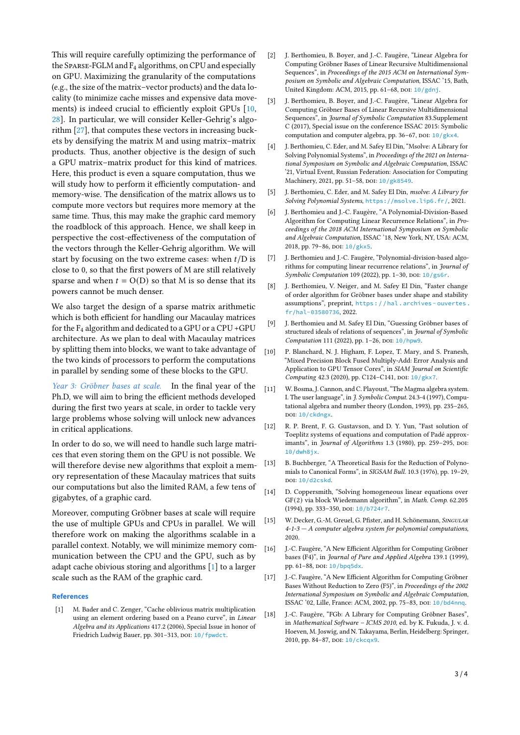This will require carefully optimizing the performance of the Sparse-FGLM and $F_4$ algorithms, on CPU and especially on GPU. Maximizing the granularity of the computations (e.g., the size of the matrix–vector products) and the data locality (to minimize cache misses and expensive data movements) is indeed crucial to efficiently exploit GPUs [10, 28]. In particular, we will consider Keller-Gehrig's algorithm [27], that computes these vectors in increasing buckets by densifying the matrix M and using matrix–matrix products. Thus, another objective is the design of such a GPU matrix–matrix product for this kind of matrices. Here, this product is even a square computation, thus we will study how to perform it efficiently computation- and memory-wise. The densification of the matrix allows us to compute more vectors but requires more memory at the same time. Thus, this may make the graphic card memory the roadblock of this approach. Hence, we shall keep in perspective the cost-effectiveness of the computation of the vectors through the Keller-Gehrig algorithm. We will start by focusing on the two extreme cases: when $t/D$ is close to 0, so that the first powers of M are still relatively sparse and when $t = O(D)$ so that M is so dense that its powers cannot be much denser.

We also target the design of a sparse matrix arithmetic which is both efficient for handling our Macaulay matrices for the $F_4$ algorithm and dedicated to a GPU or a CPU +GPU architecture. As we plan to deal with Macaulay matrices by splitting them into blocks, we want to take advantage of the two kinds of processors to perform the computations in parallel by sending some of these blocks to the GPU.

*Year 3: Gröbner bases at scale.* In the final year of the Ph.D, we will aim to bring the efficient methods developed during the first two years at scale, in order to tackle very large problems whose solving will unlock new advances in critical applications.

In order to do so, we will need to handle such large matrices that even storing them on the GPU is not possible. We will therefore devise new algorithms that exploit a memory representation of these Macaulay matrices that suits our computations but also the limited RAM, a few tens of gigabytes, of a graphic card.

Moreover, computing Gröbner bases at scale will require the use of multiple GPUs and CPUs in parallel. We will therefore work on making the algorithms scalable in a parallel context. Notably, we will minimize memory communication between the CPU and the GPU, such as by adapt cache obivious storing and algorithms [1] to a larger scale such as the RAM of the graphic card.

### References

[1] M. Bader and C. Zenger, "Cache oblivious matrix multiplication using an element ordering based on a Peano curve", in *Linear Algebra and its Applications* 417.2 (2006), Special Issue in honor of Friedrich Ludwig Bauer, pp. 301–313, doi: 10/fpwdct.

[2] J. Berthomieu, B. Boyer, and J.-C. Faugère, "Linear Algebra for Computing Gröbner Bases of Linear Recursive Multidimensional Sequences", in *Proceedings of the 2015 ACM on International Symposium on Symbolic and Algebraic Computation*, ISSAC '15, Bath, United Kingdom: ACM, 2015, pp. 61–68, doi: 10/gdnj.

[3] J. Berthomieu, B. Boyer, and J.-C. Faugère, "Linear Algebra for Computing Gröbner Bases of Linear Recursive Multidimensional Sequences", in *Journal of Symbolic Computation* 83.Supplement C (2017), Special issue on the conference ISSAC 2015: Symbolic computation and computer algebra, pp. 36–67, doi: 10/gkx4.

[4] J. Berthomieu, C. Eder, and M. Safey El Din, "Msolve: A Library for Solving Polynomial Systems", in *Proceedings of the 2021 on International Symposium on Symbolic and Algebraic Computation*, ISSAC '21, Virtual Event, Russian Federation: Association for Computing Machinery, 2021, pp. 51–58, doi: 10/gk8549.

[5] J. Berthomieu, C. Eder, and M. Safey El Din, *msolve: A Library for Solving Polynomial Systems*, https://msolve.lip6.fr/, 2021.

[6] J. Berthomieu and J.-C. Faugère, "A Polynomial-Division-Based Algorithm for Computing Linear Recurrence Relations", in *Proceedings of the 2018 ACM International Symposium on Symbolic and Algebraic Computation*, ISSAC '18, New York, NY, USA: ACM, 2018, pp. 79–86, doi: 10/gkx5.

[7] J. Berthomieu and J.-C. Faugère, "Polynomial-division-based algorithms for computing linear recurrence relations", in *Journal of Symbolic Computation* 109 (2022), pp. 1–30, doi: 10/gs6r.

[8] J. Berthomieu, V. Neiger, and M. Safey El Din, "Faster change of order algorithm for Gröbner bases under shape and stability assumptions", preprint, https://hal.archives-ouvertes.fr/hal-03580736, 2022.

[9] J. Berthomieu and M. Safey El Din, "Guessing Gröbner bases of structured ideals of relations of sequences", in *Journal of Symbolic Computation* 111 (2022), pp. 1–26, doi: 10/hpw9.

[10] P. Blanchard, N. J. Higham, F. Lopez, T. Mary, and S. Pranesh, "Mixed Precision Block Fused Multiply-Add: Error Analysis and Application to GPU Tensor Cores", in *SIAM Journal on Scientific Computing* 42.3 (2020), pp. C124–C141, doi: 10/gkx7.

[11] W. Bosma, J. Cannon, and C. Playoust, "The Magma algebra system. I. The user language", in *J. Symbolic Comput.* 24.3-4 (1997), Computational algebra and number theory (London, 1993), pp. 235–265, doi: 10/ckdngx.

[12] R. P. Brent, F. G. Gustavson, and D. Y. Yun, "Fast solution of Toeplitz systems of equations and computation of Padé approximants", in *Journal of Algorithms* 1.3 (1980), pp. 259–295, doi: 10/dwh8jx.

[13] B. Buchberger, "A Theoretical Basis for the Reduction of Polynomials to Canonical Forms", in *SIGSAM Bull.* 10.3 (1976), pp. 19–29, doi: 10/d2cskd.

[14] D. Coppersmith, "Solving homogeneous linear equations over GF(2) via block Wiedemann algorithm", in *Math. Comp.* 62.205 (1994), pp. 333–350, doi: 10/b724r7.

[15] W. Decker, G.-M. Greuel, G. Pfister, and H. Schönemann, *Singular 4-1-3 — A computer algebra system for polynomial computations*, 2020.

[16] J.-C. Faugère, "A New Efficient Algorithm for Computing Gröbner bases (F4)", in *Journal of Pure and Applied Algebra* 139.1 (1999), pp. 61–88, doi: 10/bpq5dx.

[17] J.-C. Faugère, "A New Efficient Algorithm for Computing Gröbner Bases Without Reduction to Zero (F5)", in *Proceedings of the 2002 International Symposium on Symbolic and Algebraic Computation*, ISSAC '02, Lille, France: ACM, 2002, pp. 75–83, doi: 10/bd4nnq.

[18] J.-C. Faugère, "FGb: A Library for Computing Gröbner Bases", in *Mathematical Software – ICMS 2010*, ed. by K. Fukuda, J. v. d. Hoeven, M. Joswig, and N. Takayama, Berlin, Heidelberg: Springer, 2010, pp. 84–87, doi: 10/ckcqx9.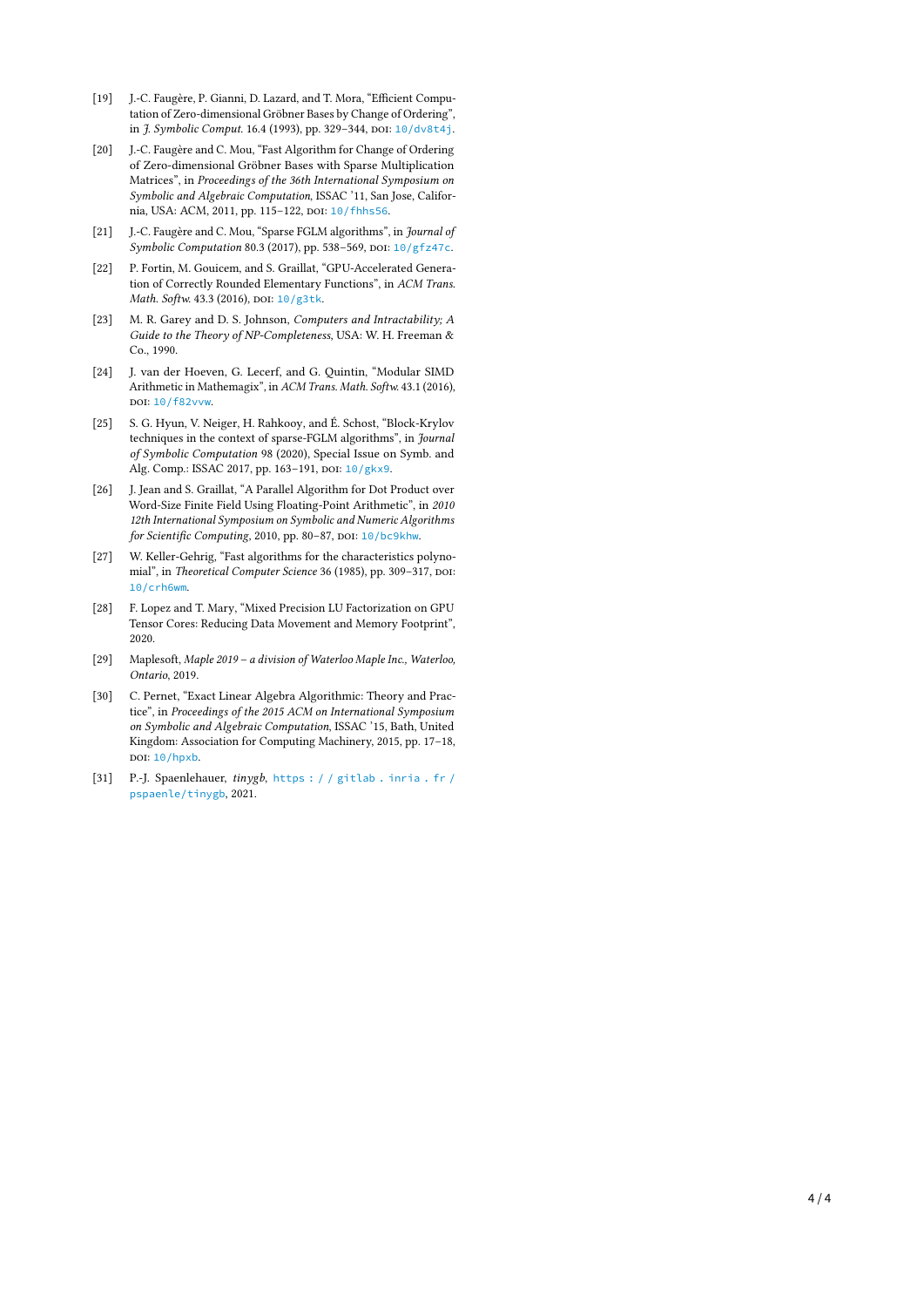[19] J.-C. Faugère, P. Gianni, D. Lazard, and T. Mora, "Efficient Computation of Zero-dimensional Gröbner Bases by Change of Ordering", in *J. Symbolic Comput.* 16.4 (1993), pp. 329–344, DOI: 10/dv8t4j.

[20] J.-C. Faugère and C. Mou, "Fast Algorithm for Change of Ordering of Zero-dimensional Gröbner Bases with Sparse Multiplication Matrices", in *Proceedings of the 36th International Symposium on Symbolic and Algebraic Computation*, ISSAC '11, San Jose, California, USA: ACM, 2011, pp. 115–122, DOI: 10/fhhs56.

[21] J.-C. Faugère and C. Mou, "Sparse FGLM algorithms", in *Journal of Symbolic Computation* 80.3 (2017), pp. 538–569, DOI: 10/gfz47c.

[22] P. Fortin, M. Gouicem, and S. Graillat, "GPU-Accelerated Generation of Correctly Rounded Elementary Functions", in *ACM Trans. Math. Softw.* 43.3 (2016), DOI: 10/g3tk.

[23] M. R. Garey and D. S. Johnson, *Computers and Intractability; A Guide to the Theory of NP-Completeness*, USA: W. H. Freeman & Co., 1990.

[24] J. van der Hoeven, G. Lecerf, and G. Quintin, "Modular SIMD Arithmetic in Mathemagix", in *ACM Trans. Math. Softw.* 43.1 (2016), DOI: 10/f82vvw.

[25] S. G. Hyun, V. Neiger, H. Rahkooy, and É. Schost, "Block-Krylov techniques in the context of sparse-FGLM algorithms", in *Journal of Symbolic Computation* 98 (2020), Special Issue on Symb. and Alg. Comp.: ISSAC 2017, pp. 163–191, DOI: 10/gkx9.

[26] J. Jean and S. Graillat, "A Parallel Algorithm for Dot Product over Word-Size Finite Field Using Floating-Point Arithmetic", in *2010 12th International Symposium on Symbolic and Numeric Algorithms for Scientific Computing*, 2010, pp. 80–87, DOI: 10/bc9khw.

[27] W. Keller-Gehrig, "Fast algorithms for the characteristics polynomial", in *Theoretical Computer Science* 36 (1985), pp. 309–317, DOI: 10/crh6wm.

[28] F. Lopez and T. Mary, "Mixed Precision LU Factorization on GPU Tensor Cores: Reducing Data Movement and Memory Footprint", 2020.

[29] Maplesoft, *Maple 2019 – a division of Waterloo Maple Inc., Waterloo, Ontario*, 2019.

[30] C. Pernet, "Exact Linear Algebra Algorithmic: Theory and Practice", in *Proceedings of the 2015 ACM on International Symposium on Symbolic and Algebraic Computation*, ISSAC '15, Bath, United Kingdom: Association for Computing Machinery, 2015, pp. 17–18, DOI: 10/hpxb.

[31] P.-J. Spaenlehauer, *tinygb*, https://gitlab.inria.fr/pspaenle/tinygb, 2021.